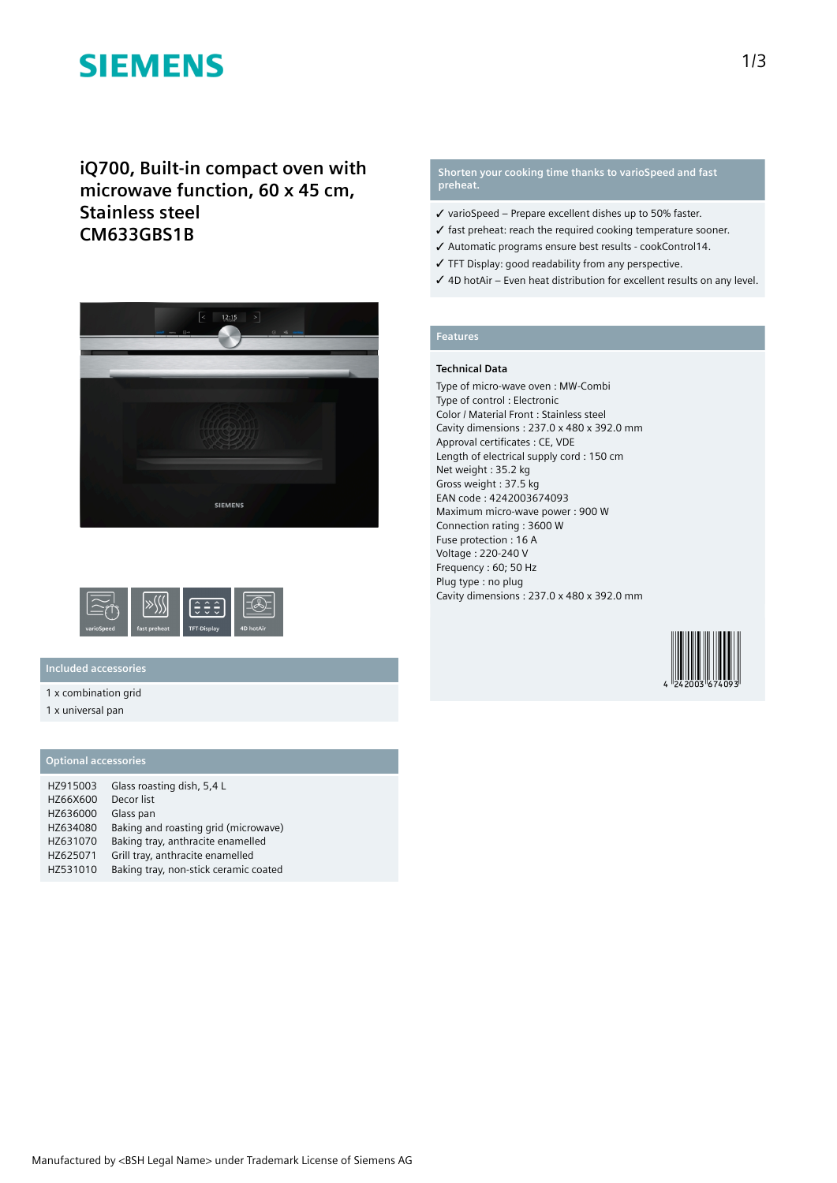# iQ700, Built-in compact oven with microwave function, 60 x 45 cm, Stainless steel CM633GBS1B

varioSpeed fast preheat TFT-Display 4D hotAir

## Included accessories

1 x combination grid

1 x universal pan

## Optional accessories

| | |
|---|---|
| HZ915003 | Glass roasting dish, 5,4 L |
| HZ66X600 | Decor list |
| HZ636000 | Glass pan |
| HZ634080 | Baking and roasting grid (microwave) |
| HZ631070 | Baking tray, anthracite enamelled |
| HZ625071 | Grill tray, anthracite enamelled |
| HZ531010 | Baking tray, non-stick ceramic coated |

## Shorten your cooking time thanks to varioSpeed and fast preheat.

- ✓ varioSpeed – Prepare excellent dishes up to 50% faster.
- ✓ fast preheat: reach the required cooking temperature sooner.
- ✓ Automatic programs ensure best results - cookControl14.
- ✓ TFT Display: good readability from any perspective.
- ✓ 4D hotAir – Even heat distribution for excellent results on any level.

## Features

### Technical Data

Type of micro-wave oven : MW-Combi
Type of control : Electronic
Color / Material Front : Stainless steel
Cavity dimensions : 237.0 x 480 x 392.0 mm
Approval certificates : CE, VDE
Length of electrical supply cord : 150 cm
Net weight : 35.2 kg
Gross weight : 37.5 kg
EAN code : 4242003674093
Maximum micro-wave power : 900 W
Connection rating : 3600 W
Fuse protection : 16 A
Voltage : 220-240 V
Frequency : 60; 50 Hz
Plug type : no plug
Cavity dimensions : 237.0 x 480 x 392.0 mm

4 242003 674093

Manufactured by <BSH Legal Name> under Trademark License of Siemens AG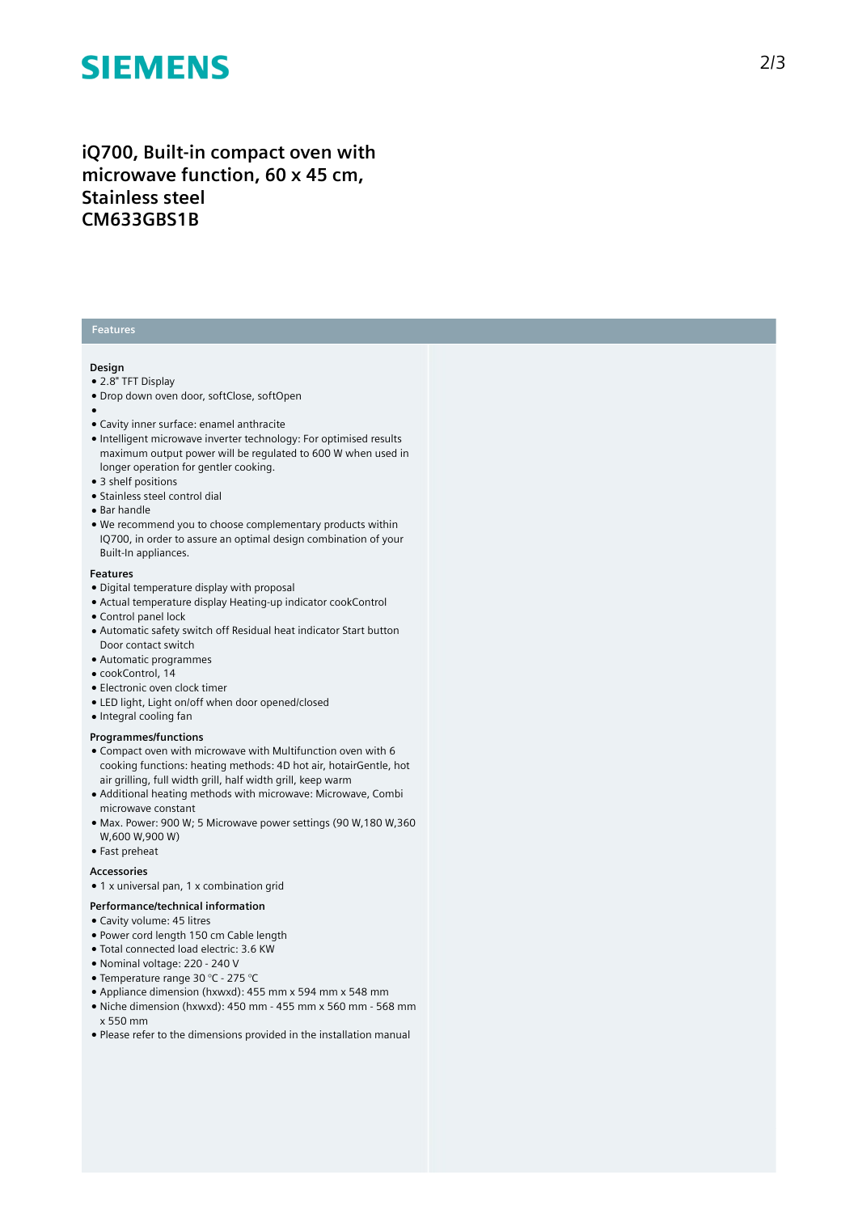# iQ700, Built-in compact oven with microwave function, 60 x 45 cm, Stainless steel
# CM633GBS1B

## Features

### Design

- 2.8" TFT Display
- Drop down oven door, softClose, softOpen
- 
- Cavity inner surface: enamel anthracite
- Intelligent microwave inverter technology: For optimised results maximum output power will be regulated to 600 W when used in longer operation for gentler cooking.
- 3 shelf positions
- Stainless steel control dial
- Bar handle
- We recommend you to choose complementary products within IQ700, in order to assure an optimal design combination of your Built-In appliances.

### Features

- Digital temperature display with proposal
- Actual temperature display Heating-up indicator cookControl
- Control panel lock
- Automatic safety switch off Residual heat indicator Start button Door contact switch
- Automatic programmes
- cookControl, 14
- Electronic oven clock timer
- LED light, Light on/off when door opened/closed
- Integral cooling fan

### Programmes/functions

- Compact oven with microwave with Multifunction oven with 6 cooking functions: heating methods: 4D hot air, hotairGentle, hot air grilling, full width grill, half width grill, keep warm
- Additional heating methods with microwave: Microwave, Combi microwave constant
- Max. Power: 900 W; 5 Microwave power settings (90 W,180 W,360 W,600 W,900 W)
- Fast preheat

### Accessories

- 1 x universal pan, 1 x combination grid

### Performance/technical information

- Cavity volume: 45 litres
- Power cord length 150 cm Cable length
- Total connected load electric: 3.6 KW
- Nominal voltage: 220 - 240 V
- Temperature range 30 °C - 275 °C
- Appliance dimension (hxwxd): 455 mm x 594 mm x 548 mm
- Niche dimension (hxwxd): 450 mm - 455 mm x 560 mm - 568 mm x 550 mm
- Please refer to the dimensions provided in the installation manual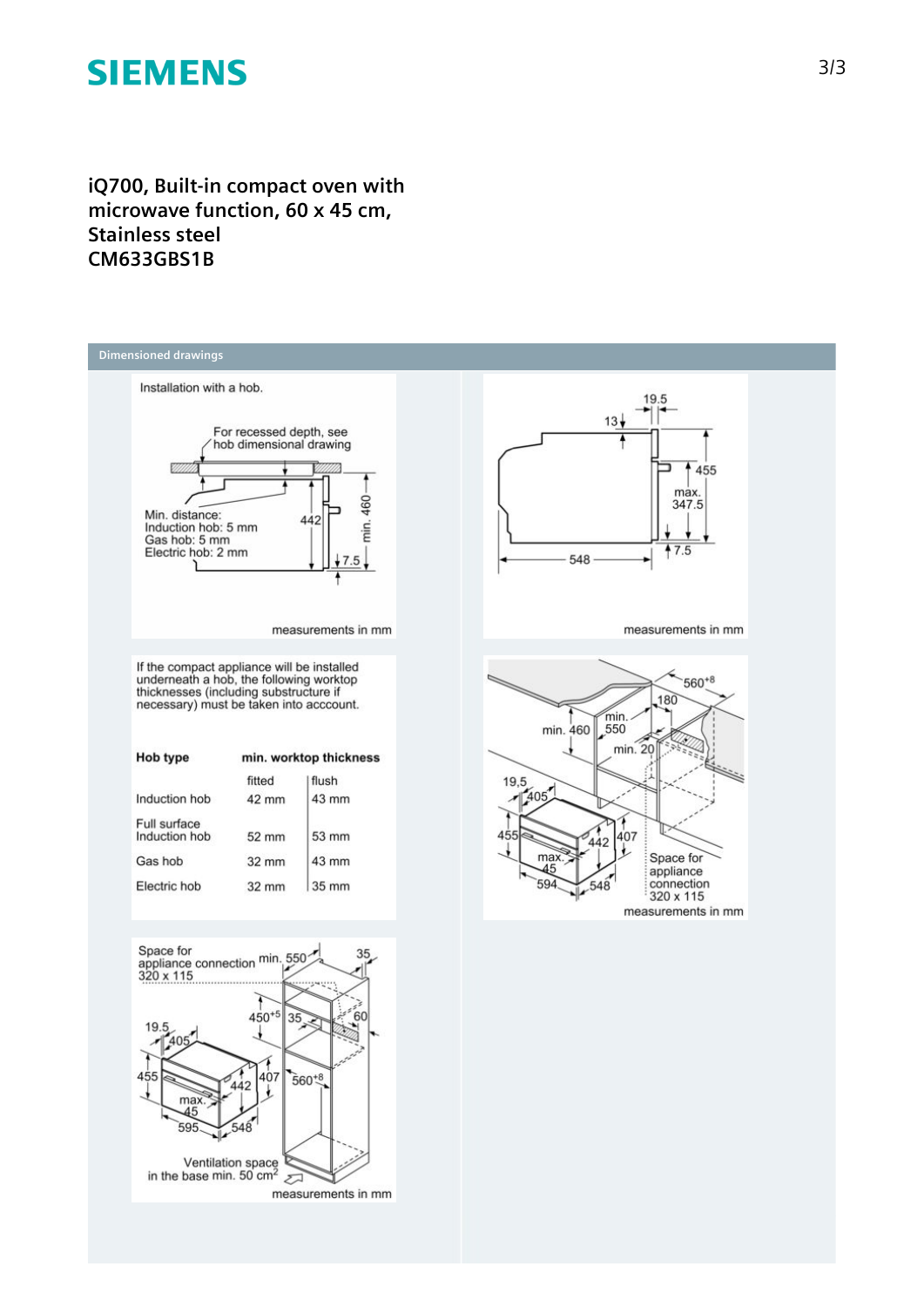**iQ700, Built-in compact oven with microwave function, 60 x 45 cm, Stainless steel**
**CM633GBS1B**

## Dimensioned drawings

Installation with a hob.

For recessed depth, see hob dimensional drawing

Min. distance:
Induction hob: 5 mm
Gas hob: 5 mm
Electric hob: 2 mm

442
min. 460
7.5

measurements in mm

13
19.5
455
max. 347.5
7.5
548

measurements in mm

If the compact appliance will be installed underneath a hob, the following worktop thicknesses (including substructure if necessary) must be taken into acccount.

| Hob type | min. worktop thickness fitted | flush |
|---|---|---|
| Induction hob | 42 mm | 43 mm |
| Full surface Induction hob | 52 mm | 53 mm |
| Gas hob | 32 mm | 43 mm |
| Electric hob | 32 mm | 35 mm |

560$^{+8}$
180
min. 460
min. 550
min. 20
19,5
405
455
442
407
max. 45
594
548
Space for appliance connection 320 x 115

measurements in mm

Space for appliance connection 320 x 115
min. 550
35
450$^{+5}$
35
60
19.5
405
455
442
407
560$^{+8}$
max. 45
595
548
Ventilation space in the base min. 50 cm$^2$

measurements in mm